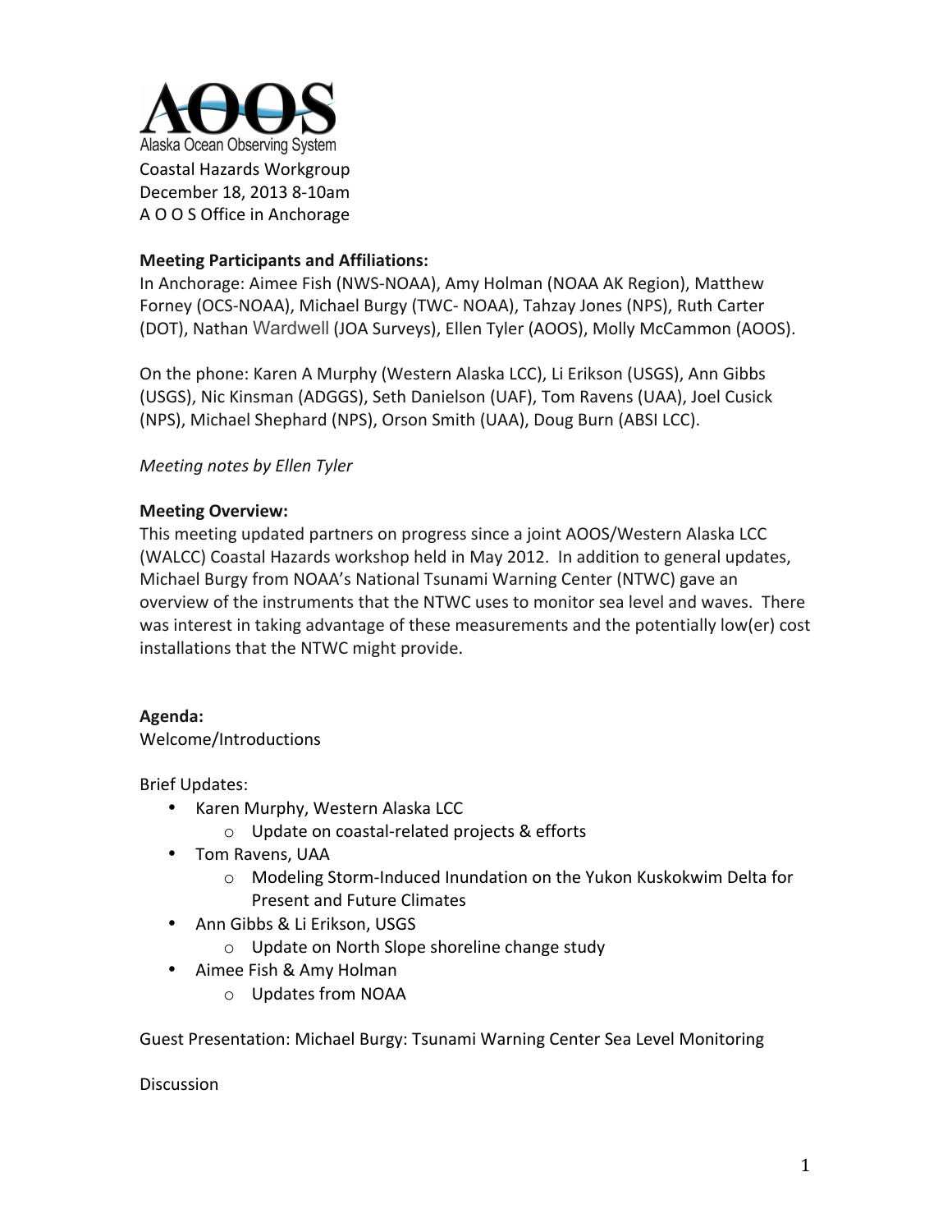AOOS
Alaska Ocean Observing System

Coastal Hazards Workgroup
December 18, 2013 8-10am
A O O S Office in Anchorage

**Meeting Participants and Affiliations:**
In Anchorage: Aimee Fish (NWS-NOAA), Amy Holman (NOAA AK Region), Matthew Forney (OCS-NOAA), Michael Burgy (TWC- NOAA), Tahzay Jones (NPS), Ruth Carter (DOT), Nathan Wardwell (JOA Surveys), Ellen Tyler (AOOS), Molly McCammon (AOOS).

On the phone: Karen A Murphy (Western Alaska LCC), Li Erikson (USGS), Ann Gibbs (USGS), Nic Kinsman (ADGGS), Seth Danielson (UAF), Tom Ravens (UAA), Joel Cusick (NPS), Michael Shephard (NPS), Orson Smith (UAA), Doug Burn (ABSI LCC).

*Meeting notes by Ellen Tyler*

**Meeting Overview:**
This meeting updated partners on progress since a joint AOOS/Western Alaska LCC (WALCC) Coastal Hazards workshop held in May 2012. In addition to general updates, Michael Burgy from NOAA's National Tsunami Warning Center (NTWC) gave an overview of the instruments that the NTWC uses to monitor sea level and waves. There was interest in taking advantage of these measurements and the potentially low(er) cost installations that the NTWC might provide.

**Agenda:**
Welcome/Introductions

Brief Updates:

- Karen Murphy, Western Alaska LCC
  - Update on coastal-related projects & efforts
- Tom Ravens, UAA
  - Modeling Storm-Induced Inundation on the Yukon Kuskokwim Delta for Present and Future Climates
- Ann Gibbs & Li Erikson, USGS
  - Update on North Slope shoreline change study
- Aimee Fish & Amy Holman
  - Updates from NOAA

Guest Presentation: Michael Burgy: Tsunami Warning Center Sea Level Monitoring

Discussion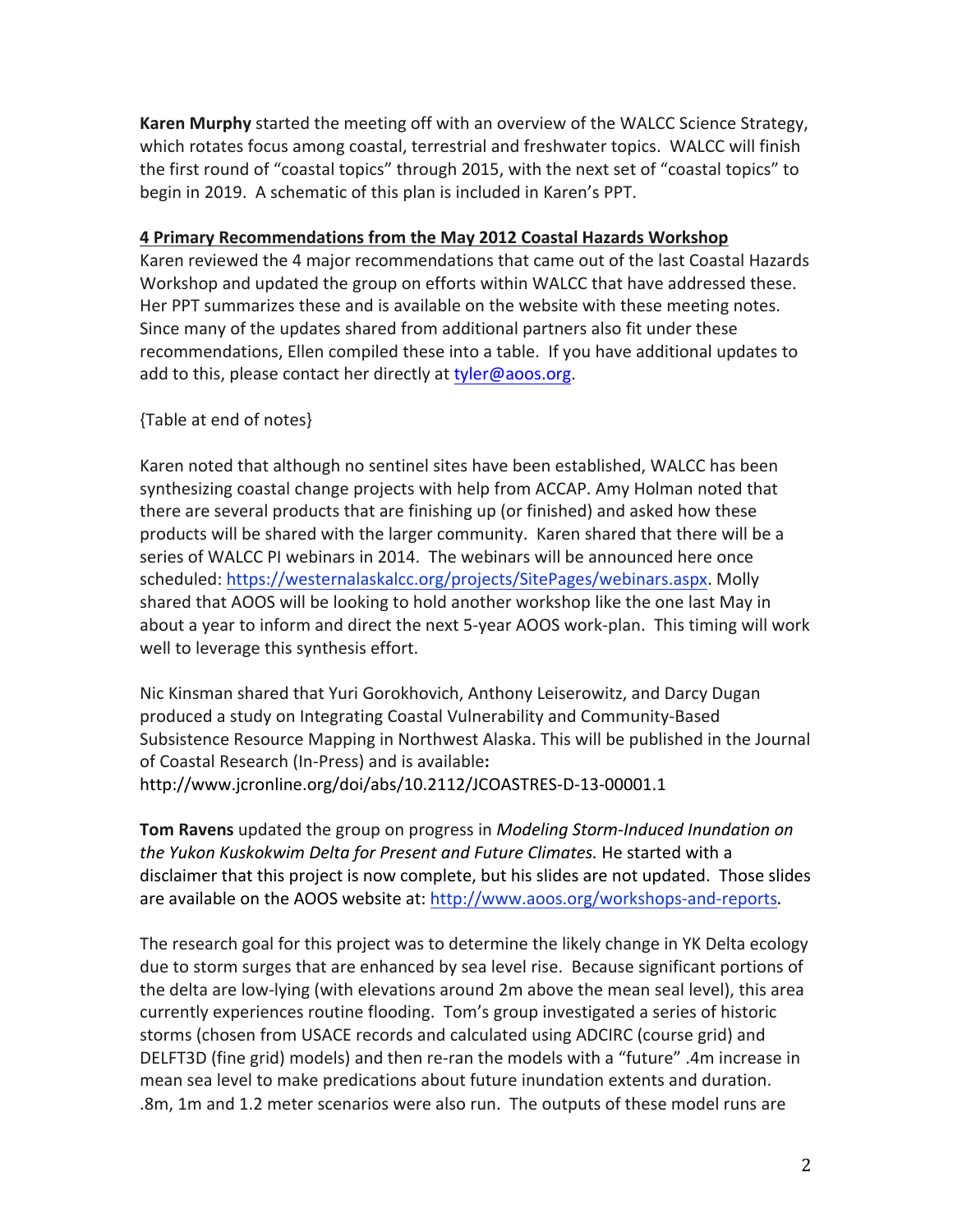**Karen Murphy** started the meeting off with an overview of the WALCC Science Strategy, which rotates focus among coastal, terrestrial and freshwater topics. WALCC will finish the first round of "coastal topics" through 2015, with the next set of "coastal topics" to begin in 2019. A schematic of this plan is included in Karen's PPT.

**4 Primary Recommendations from the May 2012 Coastal Hazards Workshop**

Karen reviewed the 4 major recommendations that came out of the last Coastal Hazards Workshop and updated the group on efforts within WALCC that have addressed these. Her PPT summarizes these and is available on the website with these meeting notes. Since many of the updates shared from additional partners also fit under these recommendations, Ellen compiled these into a table. If you have additional updates to add to this, please contact her directly at tyler@aoos.org.

{Table at end of notes}

Karen noted that although no sentinel sites have been established, WALCC has been synthesizing coastal change projects with help from ACCAP. Amy Holman noted that there are several products that are finishing up (or finished) and asked how these products will be shared with the larger community. Karen shared that there will be a series of WALCC PI webinars in 2014. The webinars will be announced here once scheduled: https://westernalaskalcc.org/projects/SitePages/webinars.aspx. Molly shared that AOOS will be looking to hold another workshop like the one last May in about a year to inform and direct the next 5-year AOOS work-plan. This timing will work well to leverage this synthesis effort.

Nic Kinsman shared that Yuri Gorokhovich, Anthony Leiserowitz, and Darcy Dugan produced a study on Integrating Coastal Vulnerability and Community-Based Subsistence Resource Mapping in Northwest Alaska. This will be published in the Journal of Coastal Research (In-Press) and is available**:**
http://www.jcronline.org/doi/abs/10.2112/JCOASTRES-D-13-00001.1

**Tom Ravens** updated the group on progress in *Modeling Storm-Induced Inundation on the Yukon Kuskokwim Delta for Present and Future Climates.* He started with a disclaimer that this project is now complete, but his slides are not updated. Those slides are available on the AOOS website at: http://www.aoos.org/workshops-and-reports.

The research goal for this project was to determine the likely change in YK Delta ecology due to storm surges that are enhanced by sea level rise. Because significant portions of the delta are low-lying (with elevations around 2m above the mean seal level), this area currently experiences routine flooding. Tom's group investigated a series of historic storms (chosen from USACE records and calculated using ADCIRC (course grid) and DELFT3D (fine grid) models) and then re-ran the models with a "future" .4m increase in mean sea level to make predications about future inundation extents and duration. .8m, 1m and 1.2 meter scenarios were also run. The outputs of these model runs are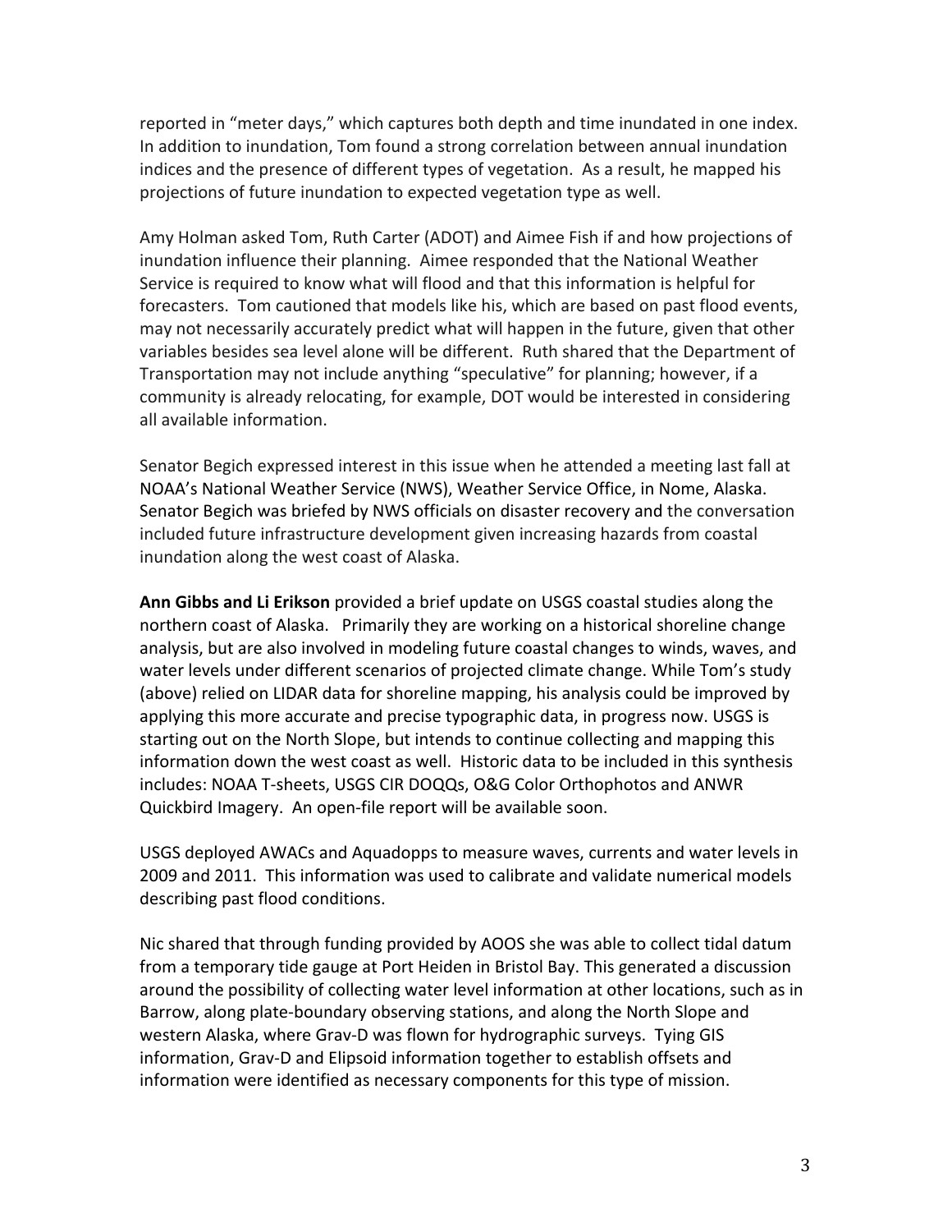reported in "meter days," which captures both depth and time inundated in one index. In addition to inundation, Tom found a strong correlation between annual inundation indices and the presence of different types of vegetation. As a result, he mapped his projections of future inundation to expected vegetation type as well.

Amy Holman asked Tom, Ruth Carter (ADOT) and Aimee Fish if and how projections of inundation influence their planning. Aimee responded that the National Weather Service is required to know what will flood and that this information is helpful for forecasters. Tom cautioned that models like his, which are based on past flood events, may not necessarily accurately predict what will happen in the future, given that other variables besides sea level alone will be different. Ruth shared that the Department of Transportation may not include anything "speculative" for planning; however, if a community is already relocating, for example, DOT would be interested in considering all available information.

Senator Begich expressed interest in this issue when he attended a meeting last fall at NOAA's National Weather Service (NWS), Weather Service Office, in Nome, Alaska. Senator Begich was briefed by NWS officials on disaster recovery and the conversation included future infrastructure development given increasing hazards from coastal inundation along the west coast of Alaska.

**Ann Gibbs and Li Erikson** provided a brief update on USGS coastal studies along the northern coast of Alaska. Primarily they are working on a historical shoreline change analysis, but are also involved in modeling future coastal changes to winds, waves, and water levels under different scenarios of projected climate change. While Tom's study (above) relied on LIDAR data for shoreline mapping, his analysis could be improved by applying this more accurate and precise typographic data, in progress now. USGS is starting out on the North Slope, but intends to continue collecting and mapping this information down the west coast as well. Historic data to be included in this synthesis includes: NOAA T-sheets, USGS CIR DOQQs, O&G Color Orthophotos and ANWR Quickbird Imagery. An open-file report will be available soon.

USGS deployed AWACs and Aquadopps to measure waves, currents and water levels in 2009 and 2011. This information was used to calibrate and validate numerical models describing past flood conditions.

Nic shared that through funding provided by AOOS she was able to collect tidal datum from a temporary tide gauge at Port Heiden in Bristol Bay. This generated a discussion around the possibility of collecting water level information at other locations, such as in Barrow, along plate-boundary observing stations, and along the North Slope and western Alaska, where Grav-D was flown for hydrographic surveys. Tying GIS information, Grav-D and Elipsoid information together to establish offsets and information were identified as necessary components for this type of mission.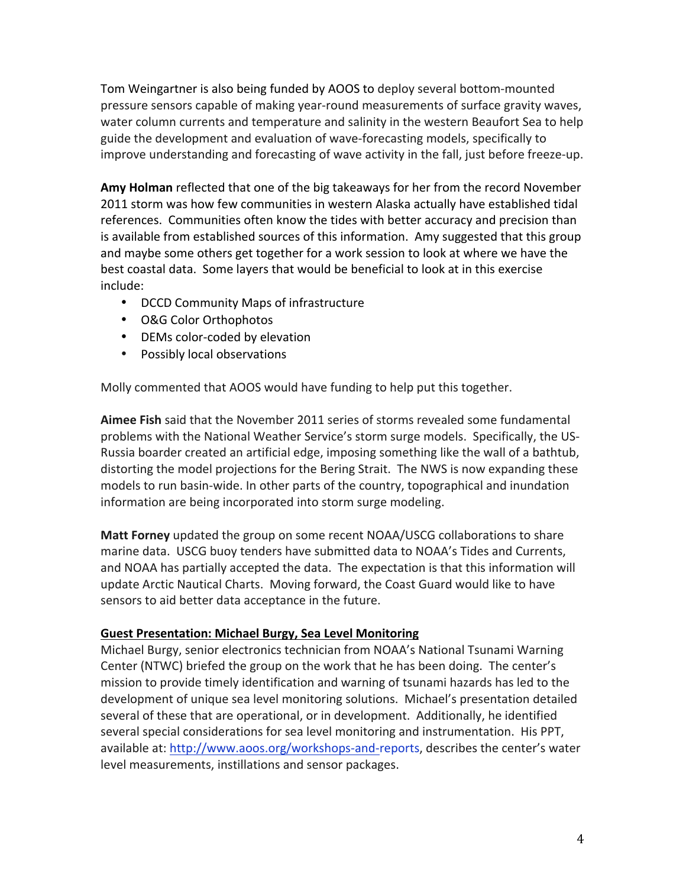Tom Weingartner is also being funded by AOOS to deploy several bottom-mounted pressure sensors capable of making year-round measurements of surface gravity waves, water column currents and temperature and salinity in the western Beaufort Sea to help guide the development and evaluation of wave-forecasting models, specifically to improve understanding and forecasting of wave activity in the fall, just before freeze-up.

**Amy Holman** reflected that one of the big takeaways for her from the record November 2011 storm was how few communities in western Alaska actually have established tidal references. Communities often know the tides with better accuracy and precision than is available from established sources of this information. Amy suggested that this group and maybe some others get together for a work session to look at where we have the best coastal data. Some layers that would be beneficial to look at in this exercise include:

- DCCD Community Maps of infrastructure
- O&G Color Orthophotos
- DEMs color-coded by elevation
- Possibly local observations

Molly commented that AOOS would have funding to help put this together.

**Aimee Fish** said that the November 2011 series of storms revealed some fundamental problems with the National Weather Service's storm surge models. Specifically, the US-Russia boarder created an artificial edge, imposing something like the wall of a bathtub, distorting the model projections for the Bering Strait. The NWS is now expanding these models to run basin-wide. In other parts of the country, topographical and inundation information are being incorporated into storm surge modeling.

**Matt Forney** updated the group on some recent NOAA/USCG collaborations to share marine data. USCG buoy tenders have submitted data to NOAA's Tides and Currents, and NOAA has partially accepted the data. The expectation is that this information will update Arctic Nautical Charts. Moving forward, the Coast Guard would like to have sensors to aid better data acceptance in the future.

## Guest Presentation: Michael Burgy, Sea Level Monitoring

Michael Burgy, senior electronics technician from NOAA's National Tsunami Warning Center (NTWC) briefed the group on the work that he has been doing. The center's mission to provide timely identification and warning of tsunami hazards has led to the development of unique sea level monitoring solutions. Michael's presentation detailed several of these that are operational, or in development. Additionally, he identified several special considerations for sea level monitoring and instrumentation. His PPT, available at: http://www.aoos.org/workshops-and-reports, describes the center's water level measurements, instillations and sensor packages.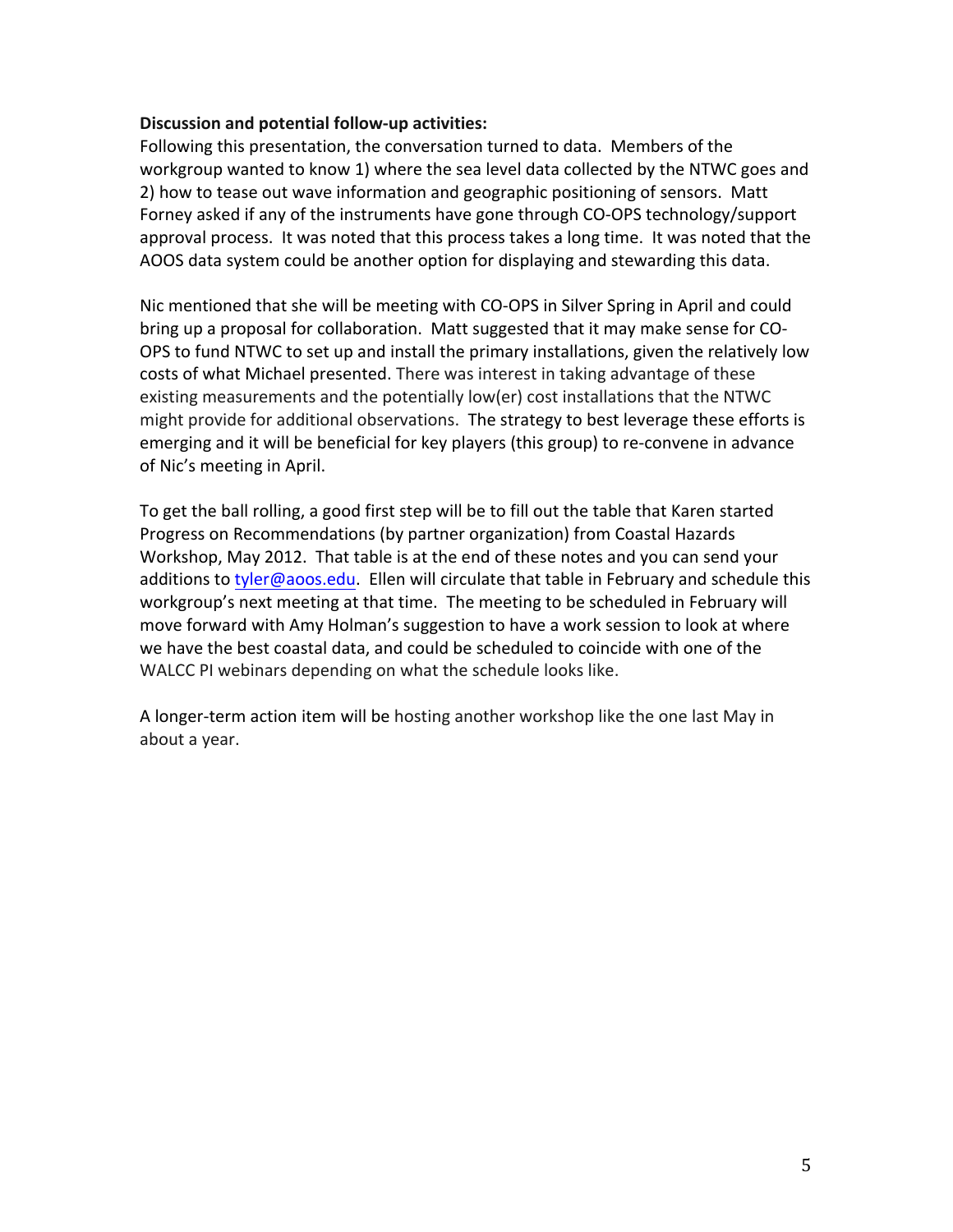**Discussion and potential follow-up activities:**

Following this presentation, the conversation turned to data. Members of the workgroup wanted to know 1) where the sea level data collected by the NTWC goes and 2) how to tease out wave information and geographic positioning of sensors. Matt Forney asked if any of the instruments have gone through CO-OPS technology/support approval process. It was noted that this process takes a long time. It was noted that the AOOS data system could be another option for displaying and stewarding this data.

Nic mentioned that she will be meeting with CO-OPS in Silver Spring in April and could bring up a proposal for collaboration. Matt suggested that it may make sense for CO-OPS to fund NTWC to set up and install the primary installations, given the relatively low costs of what Michael presented. There was interest in taking advantage of these existing measurements and the potentially low(er) cost installations that the NTWC might provide for additional observations. The strategy to best leverage these efforts is emerging and it will be beneficial for key players (this group) to re-convene in advance of Nic's meeting in April.

To get the ball rolling, a good first step will be to fill out the table that Karen started Progress on Recommendations (by partner organization) from Coastal Hazards Workshop, May 2012. That table is at the end of these notes and you can send your additions to tyler@aoos.edu. Ellen will circulate that table in February and schedule this workgroup's next meeting at that time. The meeting to be scheduled in February will move forward with Amy Holman's suggestion to have a work session to look at where we have the best coastal data, and could be scheduled to coincide with one of the WALCC PI webinars depending on what the schedule looks like.

A longer-term action item will be hosting another workshop like the one last May in about a year.